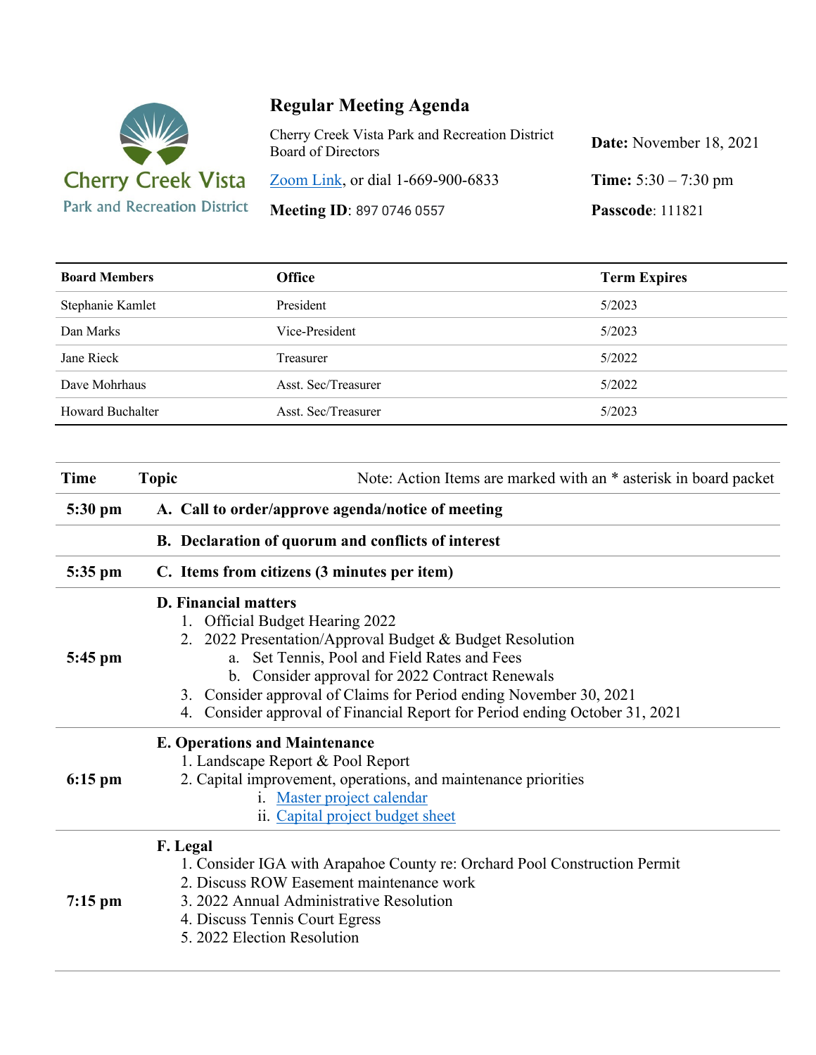Cherry Creek Vista
Park and Recreation District

# Regular Meeting Agenda

Cherry Creek Vista Park and Recreation District Board of Directors

**Date:** November 18, 2021

[Zoom Link](), or dial 1-669-900-6833

**Time:** 5:30 – 7:30 pm

**Meeting ID**: 897 0746 0557

**Passcode**: 111821

| Board Members | Office | Term Expires |
|---|---|---|
| Stephanie Kamlet | President | 5/2023 |
| Dan Marks | Vice-President | 5/2023 |
| Jane Rieck | Treasurer | 5/2022 |
| Dave Mohrhaus | Asst. Sec/Treasurer | 5/2022 |
| Howard Buchalter | Asst. Sec/Treasurer | 5/2023 |

| Time | Topic — Note: Action Items are marked with an * asterisk in board packet |
|---|---|
| **5:30 pm** | **A. Call to order/approve agenda/notice of meeting** |
| | **B. Declaration of quorum and conflicts of interest** |
| **5:35 pm** | **C. Items from citizens (3 minutes per item)** |
| **5:45 pm** | **D. Financial matters**<br>1. Official Budget Hearing 2022<br>2. 2022 Presentation/Approval Budget & Budget Resolution<br>a. Set Tennis, Pool and Field Rates and Fees<br>b. Consider approval for 2022 Contract Renewals<br>3. Consider approval of Claims for Period ending November 30, 2021<br>4. Consider approval of Financial Report for Period ending October 31, 2021 |
| **6:15 pm** | **E. Operations and Maintenance**<br>1. Landscape Report & Pool Report<br>2. Capital improvement, operations, and maintenance priorities<br>i. Master project calendar<br>ii. Capital project budget sheet |
| **7:15 pm** | **F. Legal**<br>1. Consider IGA with Arapahoe County re: Orchard Pool Construction Permit<br>2. Discuss ROW Easement maintenance work<br>3. 2022 Annual Administrative Resolution<br>4. Discuss Tennis Court Egress<br>5. 2022 Election Resolution |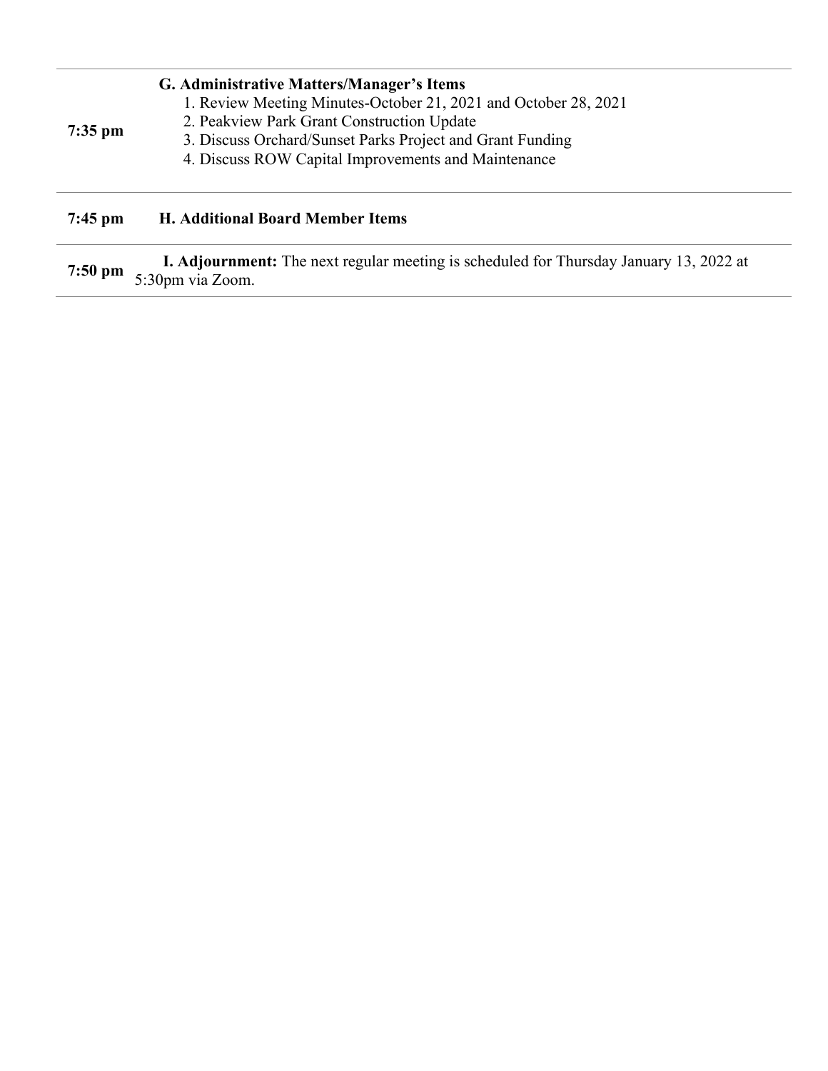| | |
|---|---|
| **7:35 pm** | **G. Administrative Matters/Manager's Items**<br>1. Review Meeting Minutes-October 21, 2021 and October 28, 2021<br>2. Peakview Park Grant Construction Update<br>3. Discuss Orchard/Sunset Parks Project and Grant Funding<br>4. Discuss ROW Capital Improvements and Maintenance |
| **7:45 pm** | **H. Additional Board Member Items** |
| **7:50 pm** | **I. Adjournment:** The next regular meeting is scheduled for Thursday January 13, 2022 at 5:30pm via Zoom. |